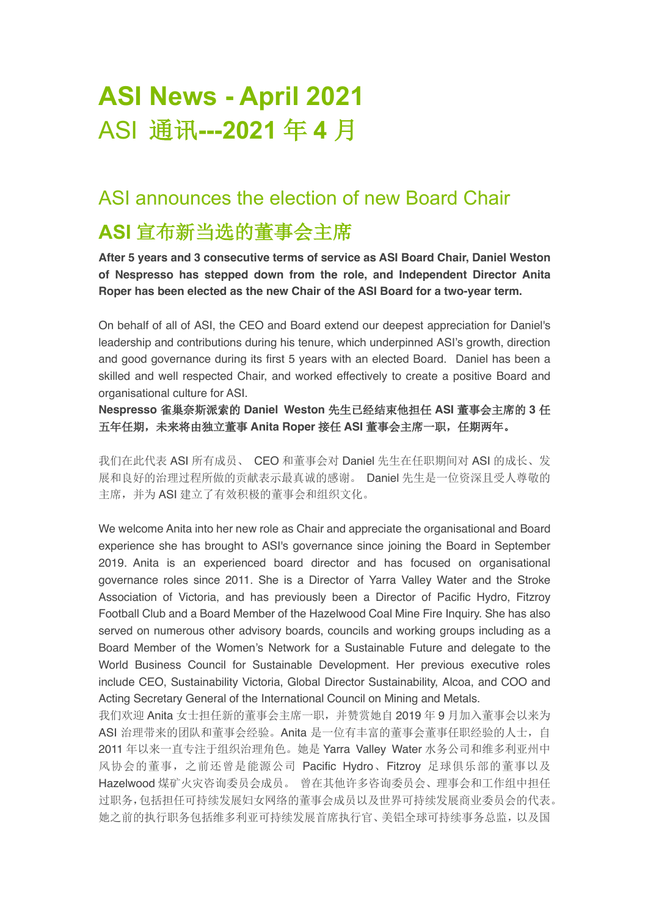# ASI News - April 2021
# ASI 通讯---2021 年 4 月

## ASI announces the election of new Board Chair

## ASI 宣布新当选的董事会主席

**After 5 years and 3 consecutive terms of service as ASI Board Chair, Daniel Weston of Nespresso has stepped down from the role, and Independent Director Anita Roper has been elected as the new Chair of the ASI Board for a two-year term.**

On behalf of all of ASI, the CEO and Board extend our deepest appreciation for Daniel's leadership and contributions during his tenure, which underpinned ASI's growth, direction and good governance during its first 5 years with an elected Board. Daniel has been a skilled and well respected Chair, and worked effectively to create a positive Board and organisational culture for ASI.

**Nespresso 雀巢奈斯派索的 Daniel Weston 先生已经结束他担任 ASI 董事会主席的 3 任五年任期，未来将由独立董事 Anita Roper 接任 ASI 董事会主席一职，任期两年。**

我们在此代表 ASI 所有成员、 CEO 和董事会对 Daniel 先生在任职期间对 ASI 的成长、发展和良好的治理过程所做的贡献表示最真诚的感谢。 Daniel 先生是一位资深且受人尊敬的主席，并为 ASI 建立了有效积极的董事会和组织文化。

We welcome Anita into her new role as Chair and appreciate the organisational and Board experience she has brought to ASI's governance since joining the Board in September 2019. Anita is an experienced board director and has focused on organisational governance roles since 2011. She is a Director of Yarra Valley Water and the Stroke Association of Victoria, and has previously been a Director of Pacific Hydro, Fitzroy Football Club and a Board Member of the Hazelwood Coal Mine Fire Inquiry. She has also served on numerous other advisory boards, councils and working groups including as a Board Member of the Women's Network for a Sustainable Future and delegate to the World Business Council for Sustainable Development. Her previous executive roles include CEO, Sustainability Victoria, Global Director Sustainability, Alcoa, and COO and Acting Secretary General of the International Council on Mining and Metals.

我们欢迎 Anita 女士担任新的董事会主席一职，并赞赏她自 2019 年 9 月加入董事会以来为 ASI 治理带来的团队和董事会经验。Anita 是一位有丰富的董事会董事任职经验的人士，自 2011 年以来一直专注于组织治理角色。她是 Yarra Valley Water 水务公司和维多利亚州中风协会的董事，之前还曾是能源公司 Pacific Hydro、Fitzroy 足球俱乐部的董事以及 Hazelwood 煤矿火灾咨询委员会成员。 曾在其他许多咨询委员会、理事会和工作组中担任过职务，包括担任可持续发展妇女网络的董事会成员以及世界可持续发展商业委员会的代表。她之前的执行职务包括维多利亚可持续发展首席执行官、美铝全球可持续事务总监，以及国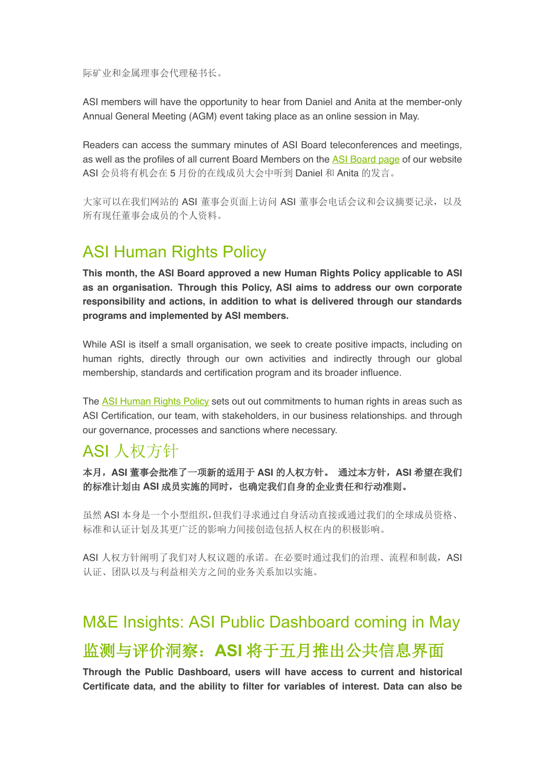际矿业和金属理事会代理秘书长。

ASI members will have the opportunity to hear from Daniel and Anita at the member-only Annual General Meeting (AGM) event taking place as an online session in May.

Readers can access the summary minutes of ASI Board teleconferences and meetings, as well as the profiles of all current Board Members on the ASI Board page of our website
ASI 会员将有机会在 5 月份的在线成员大会中听到 Daniel 和 Anita 的发言。

大家可以在我们网站的 ASI 董事会页面上访问 ASI 董事会电话会议和会议摘要记录，以及所有现任董事会成员的个人资料。

## ASI Human Rights Policy

**This month, the ASI Board approved a new Human Rights Policy applicable to ASI as an organisation. Through this Policy, ASI aims to address our own corporate responsibility and actions, in addition to what is delivered through our standards programs and implemented by ASI members.**

While ASI is itself a small organisation, we seek to create positive impacts, including on human rights, directly through our own activities and indirectly through our global membership, standards and certification program and its broader influence.

The ASI Human Rights Policy sets out out commitments to human rights in areas such as ASI Certification, our team, with stakeholders, in our business relationships. and through our governance, processes and sanctions where necessary.

## ASI 人权方针

**本月，ASI 董事会批准了一项新的适用于 ASI 的人权方针。 通过本方针，ASI 希望在我们的标准计划由 ASI 成员实施的同时，也确定我们自身的企业责任和行动准则。**

虽然 ASI 本身是一个小型组织，但我们寻求通过自身活动直接或通过我们的全球成员资格、标准和认证计划及其更广泛的影响力间接创造包括人权在内的积极影响。

ASI 人权方针阐明了我们对人权议题的承诺。在必要时通过我们的治理、流程和制裁，ASI 认证、团队以及与利益相关方之间的业务关系加以实施。

## M&E Insights: ASI Public Dashboard coming in May

## 监测与评价洞察：ASI 将于五月推出公共信息界面

**Through the Public Dashboard, users will have access to current and historical Certificate data, and the ability to filter for variables of interest. Data can also be**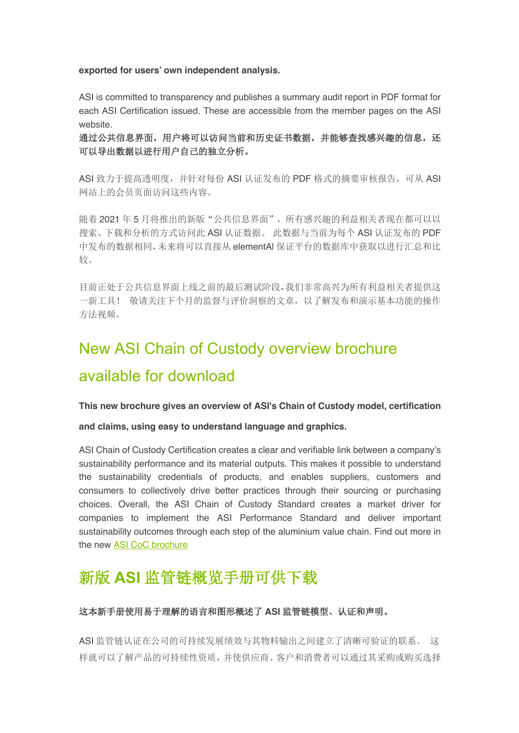**exported for users' own independent analysis.**

ASI is committed to transparency and publishes a summary audit report in PDF format for each ASI Certification issued. These are accessible from the member pages on the ASI website.

**通过公共信息界面，用户将可以访问当前和历史证书数据，并能够查找感兴趣的信息，还可以导出数据以进行用户自己的独立分析。**

ASI 致力于提高透明度，并针对每份 ASI 认证发布的 PDF 格式的摘要审核报告，可从 ASI 网站上的会员页面访问这些内容。

随着 2021 年 5 月将推出的新版“公共信息界面”，所有感兴趣的利益相关者现在都可以以搜索、下载和分析的方式访问此 ASI 认证数据。 此数据与当前为每个 ASI 认证发布的 PDF 中发布的数据相同，未来将可以直接从 elementAI 保证平台的数据库中获取以进行汇总和比较。

目前正处于公共信息界面上线之前的最后测试阶段，我们非常高兴为所有利益相关者提供这一新工具！ 敬请关注下个月的监督与评价洞察的文章，以了解发布和演示基本功能的操作方法视频。

## New ASI Chain of Custody overview brochure available for download

**This new brochure gives an overview of ASI's Chain of Custody model, certification and claims, using easy to understand language and graphics.**

ASI Chain of Custody Certification creates a clear and verifiable link between a company's sustainability performance and its material outputs. This makes it possible to understand the sustainability credentials of products, and enables suppliers, customers and consumers to collectively drive better practices through their sourcing or purchasing choices. Overall, the ASI Chain of Custody Standard creates a market driver for companies to implement the ASI Performance Standard and deliver important sustainability outcomes through each step of the aluminium value chain. Find out more in the new ASI CoC brochure

## 新版 ASI 监管链概览手册可供下载

**这本新手册使用易于理解的语言和图形概述了 ASI 监管链模型、认证和声明。**

ASI 监管链认证在公司的可持续发展绩效与其物料输出之间建立了清晰可验证的联系。 这样就可以了解产品的可持续性资质，并使供应商、客户和消费者可以通过其采购或购买选择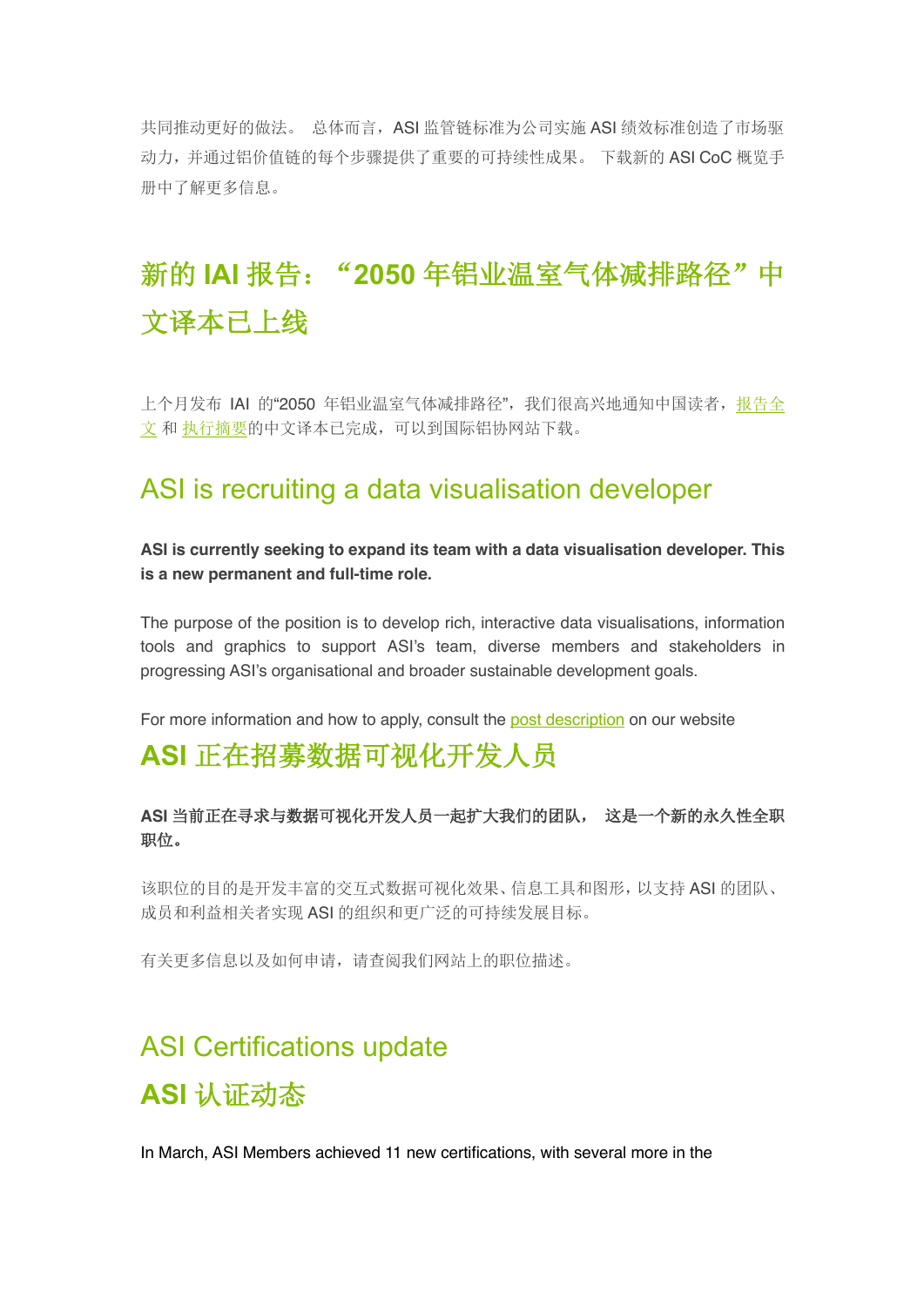共同推动更好的做法。 总体而言，ASI 监管链标准为公司实施 ASI 绩效标准创造了市场驱动力，并通过铝价值链的每个步骤提供了重要的可持续性成果。 下载新的 ASI CoC 概览手册中了解更多信息。

## 新的 IAI 报告：“2050 年铝业温室气体减排路径”中文译本已上线

上个月发布 IAI 的“2050 年铝业温室气体减排路径”，我们很高兴地通知中国读者，报告全文 和 执行摘要的中文译本已完成，可以到国际铝协网站下载。

## ASI is recruiting a data visualisation developer

**ASI is currently seeking to expand its team with a data visualisation developer. This is a new permanent and full-time role.**

The purpose of the position is to develop rich, interactive data visualisations, information tools and graphics to support ASI's team, diverse members and stakeholders in progressing ASI's organisational and broader sustainable development goals.

For more information and how to apply, consult the post description on our website

## ASI 正在招募数据可视化开发人员

**ASI 当前正在寻求与数据可视化开发人员一起扩大我们的团队， 这是一个新的永久性全职职位。**

该职位的目的是开发丰富的交互式数据可视化效果、信息工具和图形，以支持 ASI 的团队、成员和利益相关者实现 ASI 的组织和更广泛的可持续发展目标。

有关更多信息以及如何申请，请查阅我们网站上的职位描述。

## ASI Certifications update

## ASI 认证动态

In March, ASI Members achieved 11 new certifications, with several more in the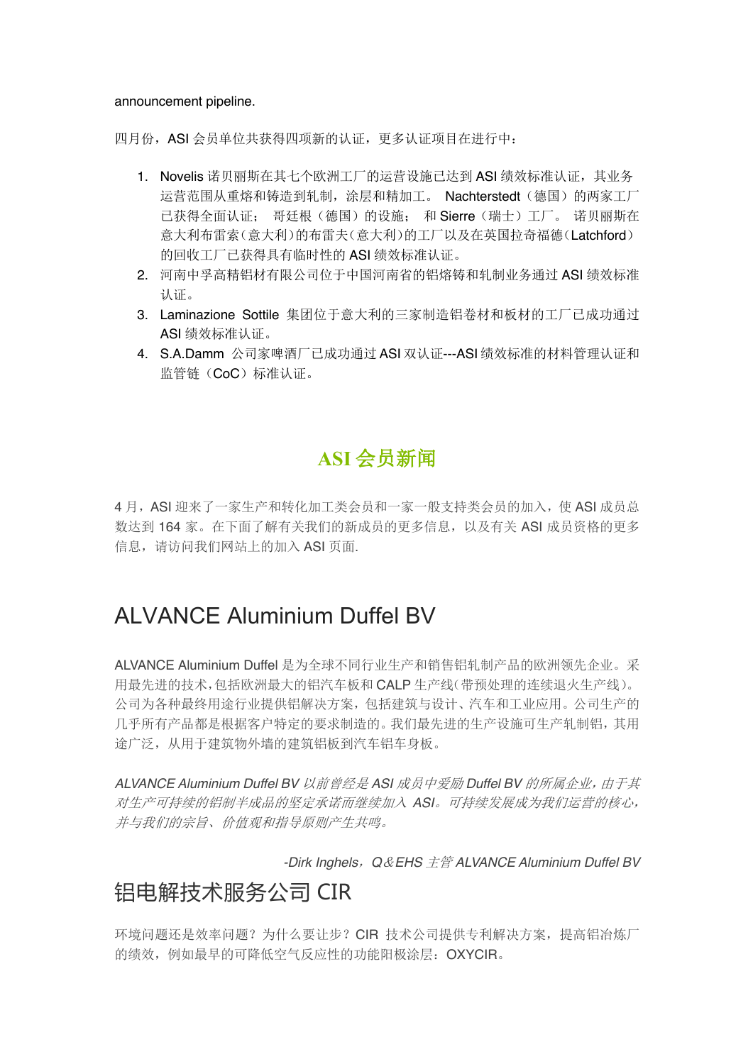announcement pipeline.

四月份，ASI 会员单位共获得四项新的认证，更多认证项目在进行中：

1. Novelis 诺贝丽斯在其七个欧洲工厂的运营设施已达到 ASI 绩效标准认证，其业务运营范围从重熔和铸造到轧制，涂层和精加工。 Nachterstedt（德国）的两家工厂已获得全面认证； 哥廷根（德国）的设施； 和 Sierre（瑞士）工厂。 诺贝丽斯在意大利布雷索（意大利）的布雷夫（意大利）的工厂以及在英国拉奇福德（Latchford）的回收工厂已获得具有临时性的 ASI 绩效标准认证。
2. 河南中孚高精铝材有限公司位于中国河南省的铝熔铸和轧制业务通过 ASI 绩效标准认证。
3. Laminazione Sottile 集团位于意大利的三家制造铝卷材和板材的工厂已成功通过 ASI 绩效标准认证。
4. S.A.Damm 公司家啤酒厂已成功通过 ASI 双认证---ASI 绩效标准的材料管理认证和监管链（CoC）标准认证。

## ASI 会员新闻

4 月，ASI 迎来了一家生产和转化加工类会员和一家一般支持类会员的加入，使 ASI 成员总数达到 164 家。在下面了解有关我们的新成员的更多信息，以及有关 ASI 成员资格的更多信息，请访问我们网站上的加入 ASI 页面.

## ALVANCE Aluminium Duffel BV

ALVANCE Aluminium Duffel 是为全球不同行业生产和销售铝轧制产品的欧洲领先企业。采用最先进的技术，包括欧洲最大的铝汽车板和 CALP 生产线（带预处理的连续退火生产线）。公司为各种最终用途行业提供铝解决方案，包括建筑与设计、汽车和工业应用。公司生产的几乎所有产品都是根据客户特定的要求制造的。我们最先进的生产设施可生产轧制铝，其用途广泛，从用于建筑物外墙的建筑铝板到汽车铝车身板。

*ALVANCE Aluminium Duffel BV 以前曾经是 ASI 成员中爱励 Duffel BV 的所属企业，由于其对生产可持续的铝制半成品的坚定承诺而继续加入 ASI。可持续发展成为我们运营的核心，并与我们的宗旨、价值观和指导原则产生共鸣。*

*-Dirk Inghels，Q＆EHS 主管 ALVANCE Aluminium Duffel BV*

## 铝电解技术服务公司 CIR

环境问题还是效率问题？为什么要让步？CIR 技术公司提供专利解决方案，提高铝冶炼厂的绩效，例如最早的可降低空气反应性的功能阳极涂层：OXYCIR。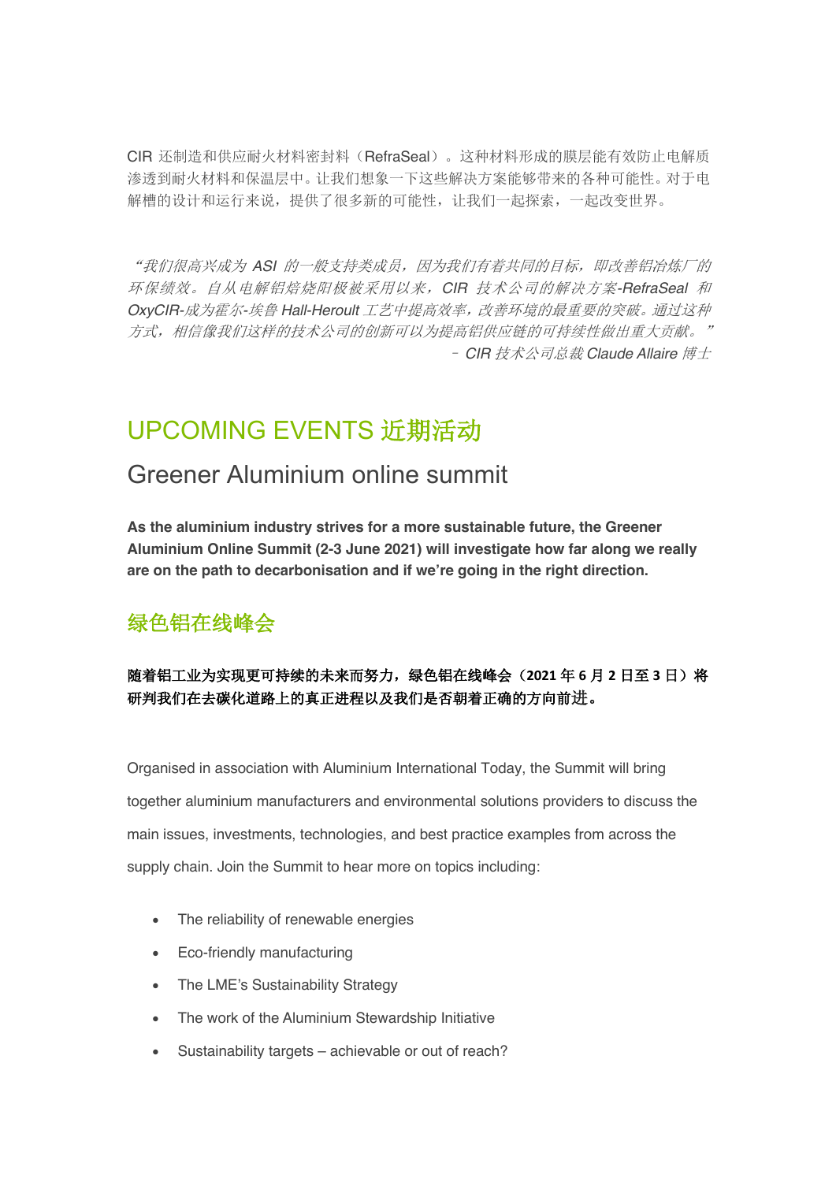CIR 还制造和供应耐火材料密封料（RefraSeal）。这种材料形成的膜层能有效防止电解质渗透到耐火材料和保温层中。让我们想象一下这些解决方案能够带来的各种可能性。对于电解槽的设计和运行来说，提供了很多新的可能性，让我们一起探索，一起改变世界。

*"我们很高兴成为 ASI 的一般支持类成员，因为我们有着共同的目标，即改善铝冶炼厂的环保绩效。自从电解铝焙烧阳极被采用以来，CIR 技术公司的解决方案-RefraSeal 和 OxyCIR-成为霍尔-埃鲁 Hall-Heroult 工艺中提高效率，改善环境的最重要的突破。通过这种方式，相信像我们这样的技术公司的创新可以为提高铝供应链的可持续性做出重大贡献。"*

*– CIR 技术公司总裁 Claude Allaire 博士*

# UPCOMING EVENTS 近期活动

## Greener Aluminium online summit

**As the aluminium industry strives for a more sustainable future, the Greener Aluminium Online Summit (2-3 June 2021) will investigate how far along we really are on the path to decarbonisation and if we're going in the right direction.**

## 绿色铝在线峰会

**随着铝工业为实现更可持续的未来而努力，绿色铝在线峰会（2021 年 6 月 2 日至 3 日）将研判我们在去碳化道路上的真正进程以及我们是否朝着正确的方向前进。**

Organised in association with Aluminium International Today, the Summit will bring together aluminium manufacturers and environmental solutions providers to discuss the main issues, investments, technologies, and best practice examples from across the supply chain. Join the Summit to hear more on topics including:

- The reliability of renewable energies
- Eco-friendly manufacturing
- The LME's Sustainability Strategy
- The work of the Aluminium Stewardship Initiative
- Sustainability targets – achievable or out of reach?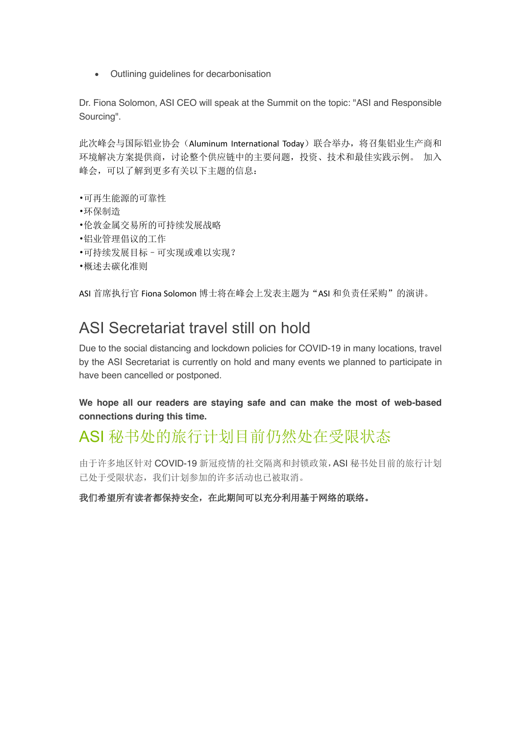- Outlining guidelines for decarbonisation

Dr. Fiona Solomon, ASI CEO will speak at the Summit on the topic: "ASI and Responsible Sourcing".

此次峰会与国际铝业协会（Aluminum International Today）联合举办，将召集铝业生产商和环境解决方案提供商，讨论整个供应链中的主要问题，投资、技术和最佳实践示例。 加入峰会，可以了解到更多有关以下主题的信息：

•可再生能源的可靠性
•环保制造
•伦敦金属交易所的可持续发展战略
•铝业管理倡议的工作
•可持续发展目标 - 可实现或难以实现？
•概述去碳化准则

ASI 首席执行官 Fiona Solomon 博士将在峰会上发表主题为“ASI 和负责任采购”的演讲。

## ASI Secretariat travel still on hold

Due to the social distancing and lockdown policies for COVID-19 in many locations, travel by the ASI Secretariat is currently on hold and many events we planned to participate in have been cancelled or postponed.

**We hope all our readers are staying safe and can make the most of web-based connections during this time.**

## ASI 秘书处的旅行计划目前仍然处在受限状态

由于许多地区针对 COVID-19 新冠疫情的社交隔离和封锁政策，ASI 秘书处目前的旅行计划已处于受限状态，我们计划参加的许多活动也已被取消。

**我们希望所有读者都保持安全，在此期间可以充分利用基于网络的联络。**